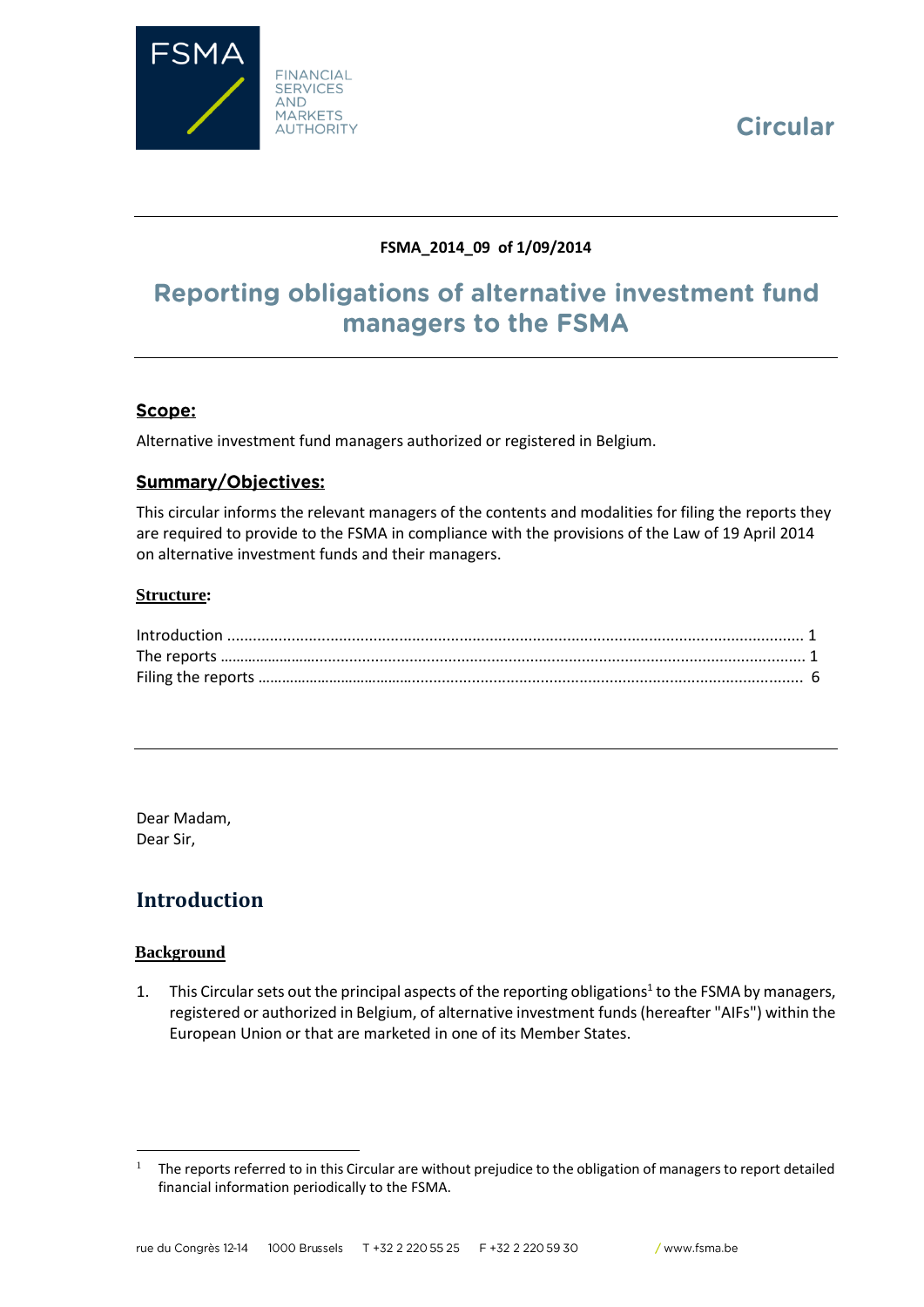FSMA

FINANCIAL SERVICES AND MARKETS AUTHORITY

Circular

**FSMA_2014_09 of 1/09/2014**

# Reporting obligations of alternative investment fund managers to the FSMA

## Scope:

Alternative investment fund managers authorized or registered in Belgium.

## Summary/Objectives:

This circular informs the relevant managers of the contents and modalities for filing the reports they are required to provide to the FSMA in compliance with the provisions of the Law of 19 April 2014 on alternative investment funds and their managers.

## Structure:

Introduction ........................................................................................................................ 1
The reports ......................................................................................................................... 1
Filing the reports ................................................................................................................ 6

Dear Madam,
Dear Sir,

# Introduction

### Background

1. This Circular sets out the principal aspects of the reporting obligations[1] to the FSMA by managers, registered or authorized in Belgium, of alternative investment funds (hereafter "AIFs") within the European Union or that are marketed in one of its Member States.

[1] The reports referred to in this Circular are without prejudice to the obligation of managers to report detailed financial information periodically to the FSMA.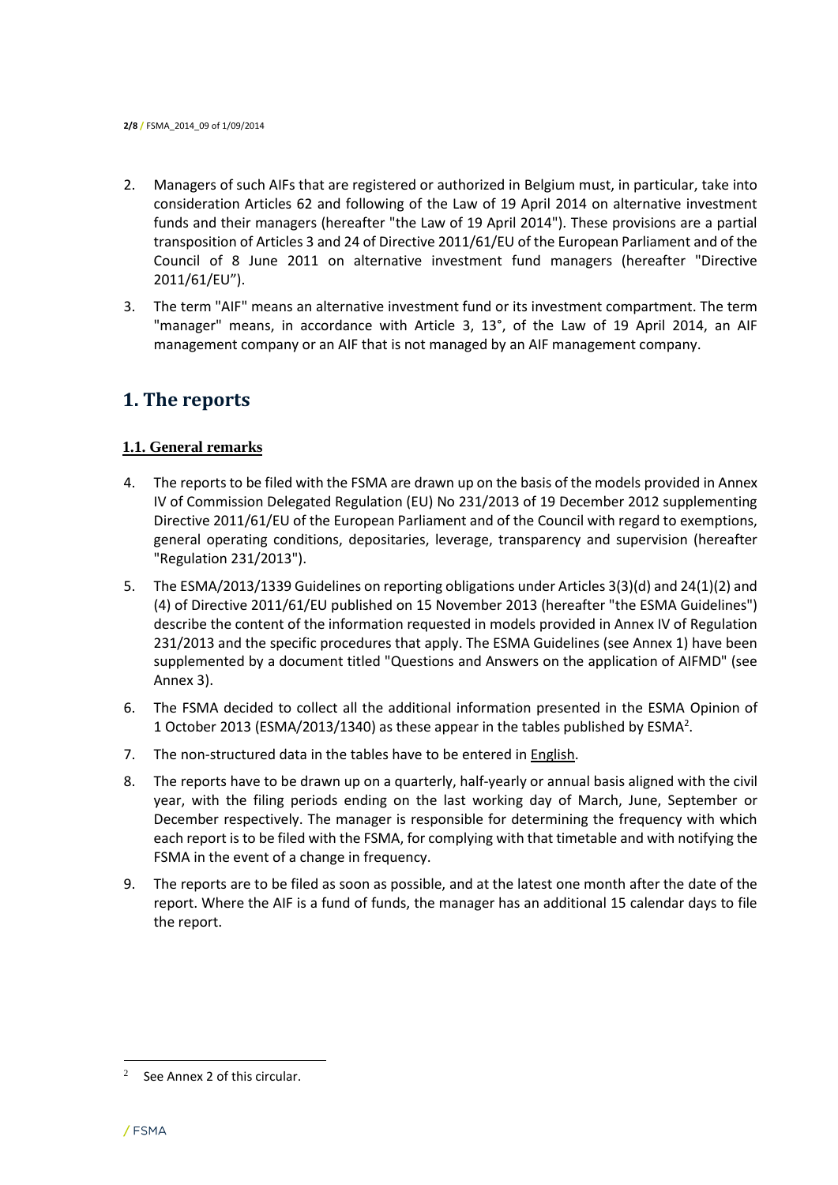2. Managers of such AIFs that are registered or authorized in Belgium must, in particular, take into consideration Articles 62 and following of the Law of 19 April 2014 on alternative investment funds and their managers (hereafter "the Law of 19 April 2014"). These provisions are a partial transposition of Articles 3 and 24 of Directive 2011/61/EU of the European Parliament and of the Council of 8 June 2011 on alternative investment fund managers (hereafter "Directive 2011/61/EU").

3. The term "AIF" means an alternative investment fund or its investment compartment. The term "manager" means, in accordance with Article 3, 13°, of the Law of 19 April 2014, an AIF management company or an AIF that is not managed by an AIF management company.

# 1. The reports

## 1.1. General remarks

4. The reports to be filed with the FSMA are drawn up on the basis of the models provided in Annex IV of Commission Delegated Regulation (EU) No 231/2013 of 19 December 2012 supplementing Directive 2011/61/EU of the European Parliament and of the Council with regard to exemptions, general operating conditions, depositaries, leverage, transparency and supervision (hereafter "Regulation 231/2013").

5. The ESMA/2013/1339 Guidelines on reporting obligations under Articles 3(3)(d) and 24(1)(2) and (4) of Directive 2011/61/EU published on 15 November 2013 (hereafter "the ESMA Guidelines") describe the content of the information requested in models provided in Annex IV of Regulation 231/2013 and the specific procedures that apply. The ESMA Guidelines (see Annex 1) have been supplemented by a document titled "Questions and Answers on the application of AIFMD" (see Annex 3).

6. The FSMA decided to collect all the additional information presented in the ESMA Opinion of 1 October 2013 (ESMA/2013/1340) as these appear in the tables published by ESMA[2].

7. The non-structured data in the tables have to be entered in English.

8. The reports have to be drawn up on a quarterly, half-yearly or annual basis aligned with the civil year, with the filing periods ending on the last working day of March, June, September or December respectively. The manager is responsible for determining the frequency with which each report is to be filed with the FSMA, for complying with that timetable and with notifying the FSMA in the event of a change in frequency.

9. The reports are to be filed as soon as possible, and at the latest one month after the date of the report. Where the AIF is a fund of funds, the manager has an additional 15 calendar days to file the report.

[2] See Annex 2 of this circular.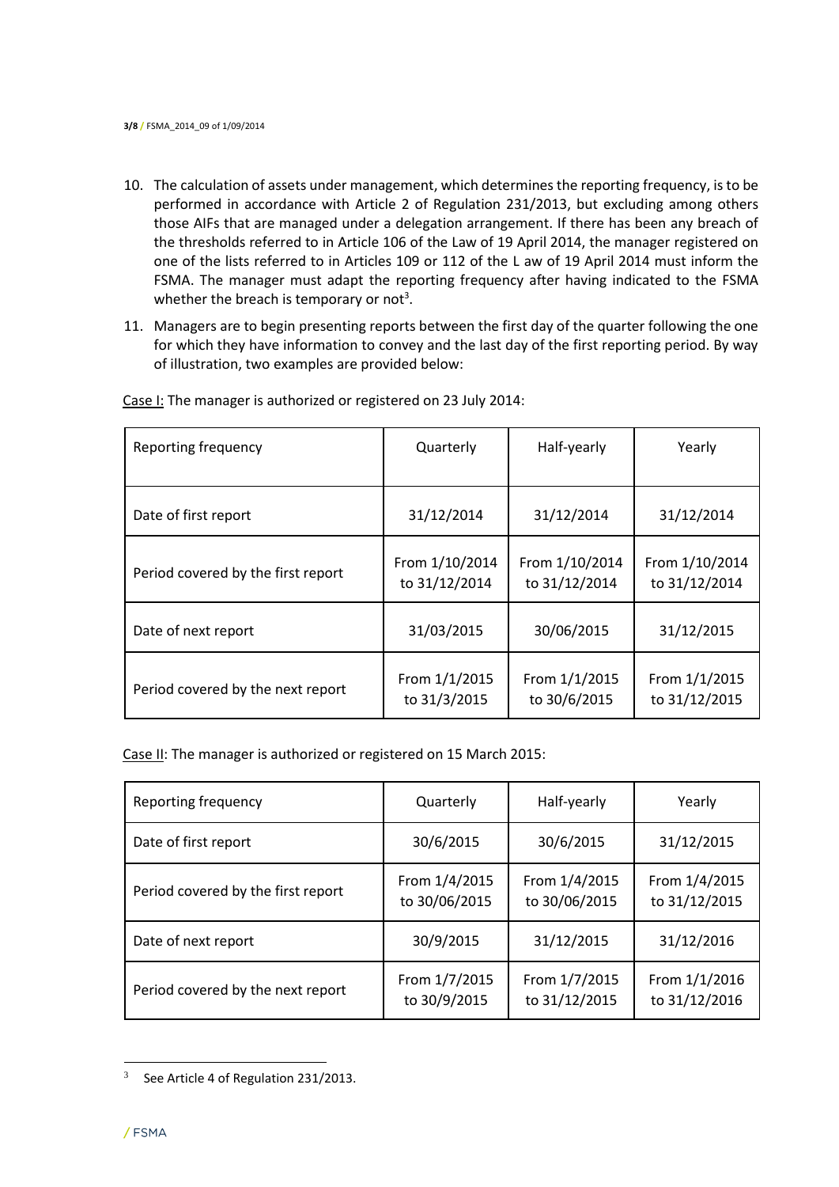10. The calculation of assets under management, which determines the reporting frequency, is to be performed in accordance with Article 2 of Regulation 231/2013, but excluding among others those AIFs that are managed under a delegation arrangement. If there has been any breach of the thresholds referred to in Article 106 of the Law of 19 April 2014, the manager registered on one of the lists referred to in Articles 109 or 112 of the L aw of 19 April 2014 must inform the FSMA. The manager must adapt the reporting frequency after having indicated to the FSMA whether the breach is temporary or not[3].

11. Managers are to begin presenting reports between the first day of the quarter following the one for which they have information to convey and the last day of the first reporting period. By way of illustration, two examples are provided below:

Case I: The manager is authorized or registered on 23 July 2014:

| Reporting frequency | Quarterly | Half-yearly | Yearly |
|---|---|---|---|
| Date of first report | 31/12/2014 | 31/12/2014 | 31/12/2014 |
| Period covered by the first report | From 1/10/2014 to 31/12/2014 | From 1/10/2014 to 31/12/2014 | From 1/10/2014 to 31/12/2014 |
| Date of next report | 31/03/2015 | 30/06/2015 | 31/12/2015 |
| Period covered by the next report | From 1/1/2015 to 31/3/2015 | From 1/1/2015 to 30/6/2015 | From 1/1/2015 to 31/12/2015 |

Case II: The manager is authorized or registered on 15 March 2015:

| Reporting frequency | Quarterly | Half-yearly | Yearly |
|---|---|---|---|
| Date of first report | 30/6/2015 | 30/6/2015 | 31/12/2015 |
| Period covered by the first report | From 1/4/2015 to 30/06/2015 | From 1/4/2015 to 30/06/2015 | From 1/4/2015 to 31/12/2015 |
| Date of next report | 30/9/2015 | 31/12/2015 | 31/12/2016 |
| Period covered by the next report | From 1/7/2015 to 30/9/2015 | From 1/7/2015 to 31/12/2015 | From 1/1/2016 to 31/12/2016 |

[3] See Article 4 of Regulation 231/2013.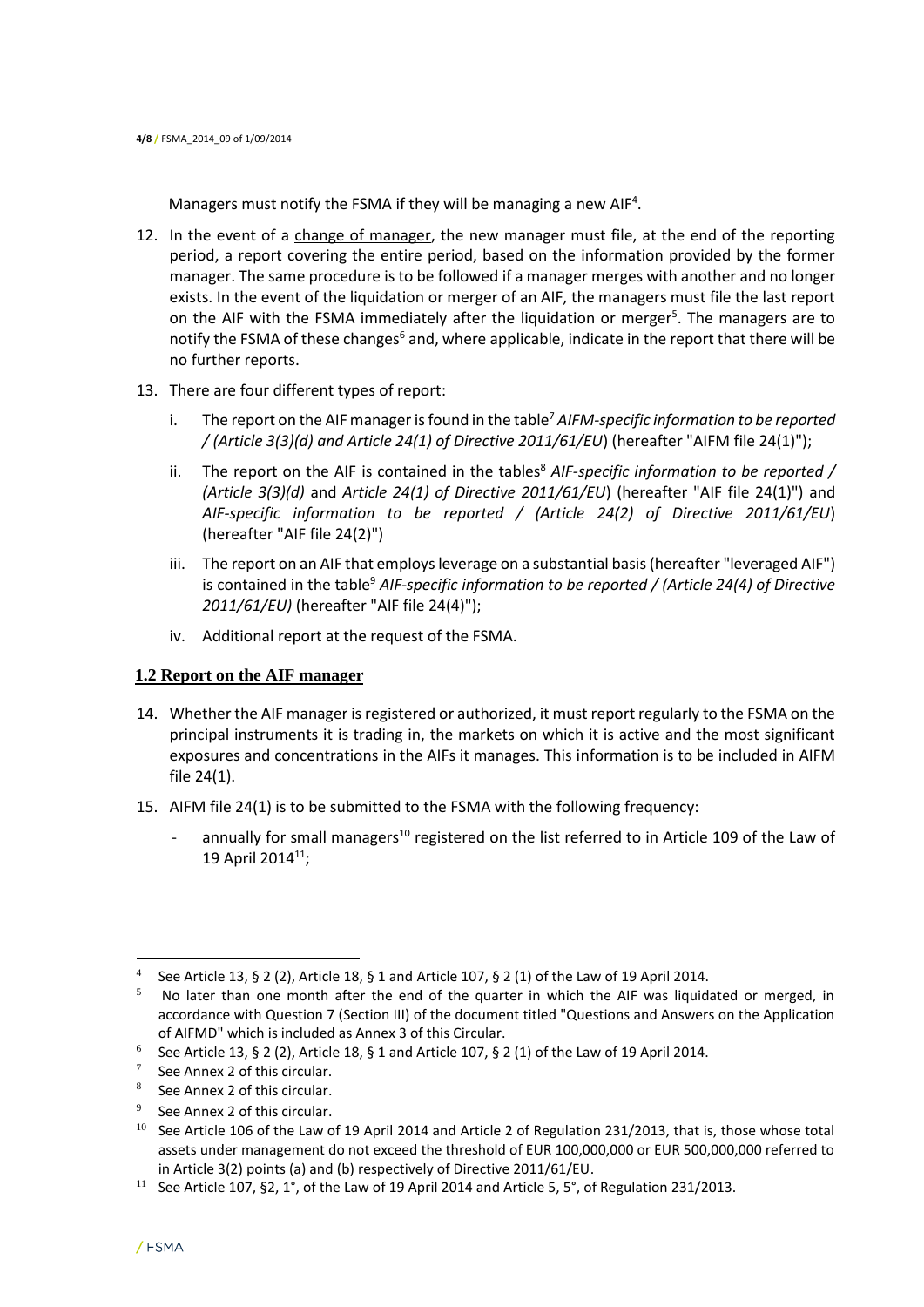Managers must notify the FSMA if they will be managing a new AIF[4].

12. In the event of a change of manager, the new manager must file, at the end of the reporting period, a report covering the entire period, based on the information provided by the former manager. The same procedure is to be followed if a manager merges with another and no longer exists. In the event of the liquidation or merger of an AIF, the managers must file the last report on the AIF with the FSMA immediately after the liquidation or merger[5]. The managers are to notify the FSMA of these changes[6] and, where applicable, indicate in the report that there will be no further reports.

13. There are four different types of report:

    i. The report on the AIF manager is found in the table[7] *AIFM-specific information to be reported / (Article 3(3)(d) and Article 24(1) of Directive 2011/61/EU*) (hereafter "AIFM file 24(1)");

    ii. The report on the AIF is contained in the tables[8] *AIF-specific information to be reported / (Article 3(3)(d)* and *Article 24(1) of Directive 2011/61/EU*) (hereafter "AIF file 24(1)") and *AIF-specific information to be reported / (Article 24(2) of Directive 2011/61/EU*) (hereafter "AIF file 24(2)")

    iii. The report on an AIF that employs leverage on a substantial basis (hereafter "leveraged AIF") is contained in the table[9] *AIF-specific information to be reported / (Article 24(4) of Directive 2011/61/EU)* (hereafter "AIF file 24(4)");

    iv. Additional report at the request of the FSMA.

## 1.2 Report on the AIF manager

14. Whether the AIF manager is registered or authorized, it must report regularly to the FSMA on the principal instruments it is trading in, the markets on which it is active and the most significant exposures and concentrations in the AIFs it manages. This information is to be included in AIFM file 24(1).

15. AIFM file 24(1) is to be submitted to the FSMA with the following frequency:

    - annually for small managers[10] registered on the list referred to in Article 109 of the Law of 19 April 2014[11];

---

[4] See Article 13, § 2 (2), Article 18, § 1 and Article 107, § 2 (1) of the Law of 19 April 2014.

[5] No later than one month after the end of the quarter in which the AIF was liquidated or merged, in accordance with Question 7 (Section III) of the document titled "Questions and Answers on the Application of AIFMD" which is included as Annex 3 of this Circular.

[6] See Article 13, § 2 (2), Article 18, § 1 and Article 107, § 2 (1) of the Law of 19 April 2014.

[7] See Annex 2 of this circular.

[8] See Annex 2 of this circular.

[9] See Annex 2 of this circular.

[10] See Article 106 of the Law of 19 April 2014 and Article 2 of Regulation 231/2013, that is, those whose total assets under management do not exceed the threshold of EUR 100,000,000 or EUR 500,000,000 referred to in Article 3(2) points (a) and (b) respectively of Directive 2011/61/EU.

[11] See Article 107, §2, 1°, of the Law of 19 April 2014 and Article 5, 5°, of Regulation 231/2013.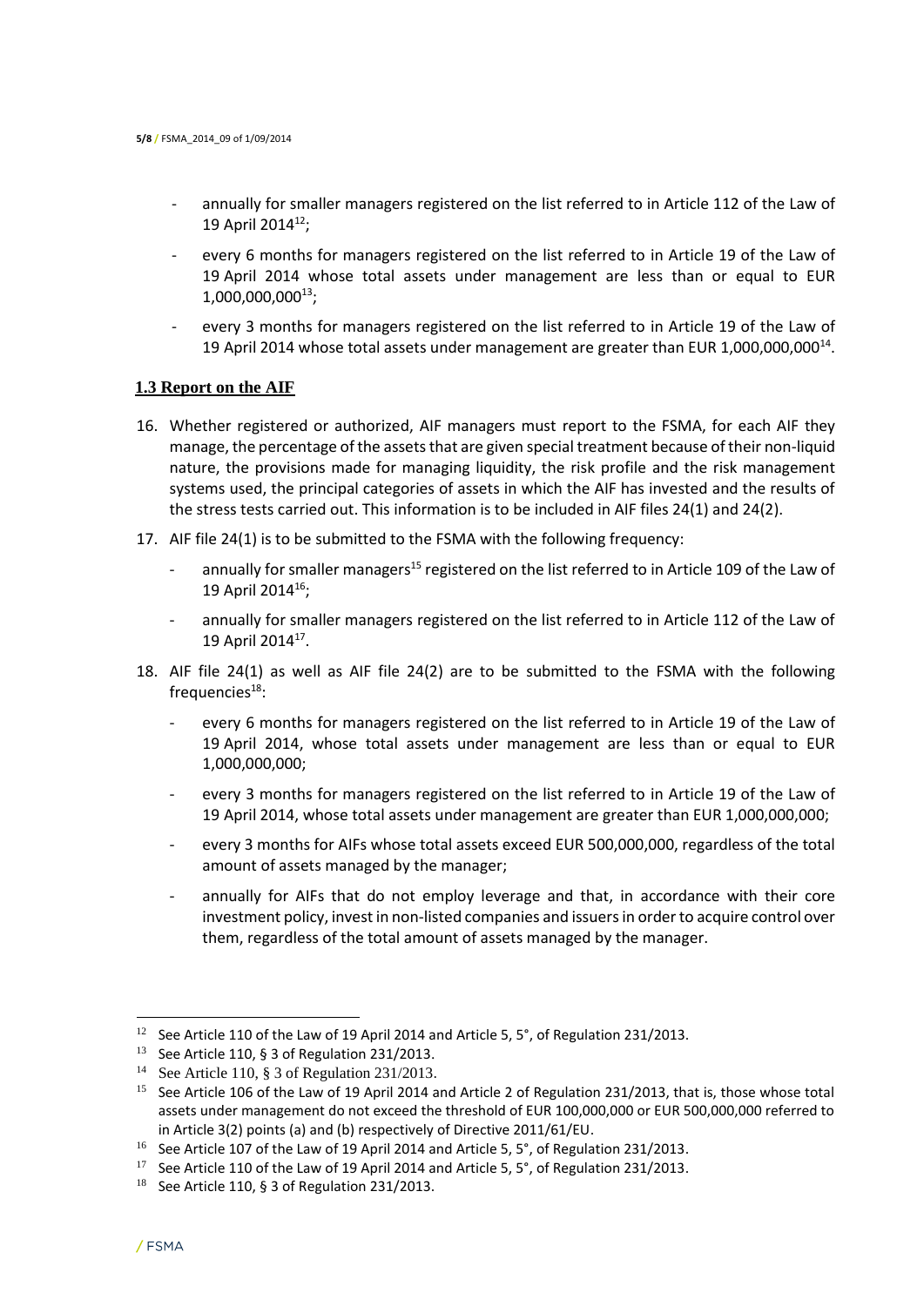- annually for smaller managers registered on the list referred to in Article 112 of the Law of 19 April 2014[12];
- every 6 months for managers registered on the list referred to in Article 19 of the Law of 19 April 2014 whose total assets under management are less than or equal to EUR 1,000,000,000[13];
- every 3 months for managers registered on the list referred to in Article 19 of the Law of 19 April 2014 whose total assets under management are greater than EUR 1,000,000,000[14].

### 1.3 Report on the AIF

16. Whether registered or authorized, AIF managers must report to the FSMA, for each AIF they manage, the percentage of the assets that are given special treatment because of their non-liquid nature, the provisions made for managing liquidity, the risk profile and the risk management systems used, the principal categories of assets in which the AIF has invested and the results of the stress tests carried out. This information is to be included in AIF files 24(1) and 24(2).

17. AIF file 24(1) is to be submitted to the FSMA with the following frequency:
    - annually for smaller managers[15] registered on the list referred to in Article 109 of the Law of 19 April 2014[16];
    - annually for smaller managers registered on the list referred to in Article 112 of the Law of 19 April 2014[17].

18. AIF file 24(1) as well as AIF file 24(2) are to be submitted to the FSMA with the following frequencies[18]:
    - every 6 months for managers registered on the list referred to in Article 19 of the Law of 19 April 2014, whose total assets under management are less than or equal to EUR 1,000,000,000;
    - every 3 months for managers registered on the list referred to in Article 19 of the Law of 19 April 2014, whose total assets under management are greater than EUR 1,000,000,000;
    - every 3 months for AIFs whose total assets exceed EUR 500,000,000, regardless of the total amount of assets managed by the manager;
    - annually for AIFs that do not employ leverage and that, in accordance with their core investment policy, invest in non-listed companies and issuers in order to acquire control over them, regardless of the total amount of assets managed by the manager.

---

[12] See Article 110 of the Law of 19 April 2014 and Article 5, 5°, of Regulation 231/2013.

[13] See Article 110, § 3 of Regulation 231/2013.

[14] See Article 110, § 3 of Regulation 231/2013.

[15] See Article 106 of the Law of 19 April 2014 and Article 2 of Regulation 231/2013, that is, those whose total assets under management do not exceed the threshold of EUR 100,000,000 or EUR 500,000,000 referred to in Article 3(2) points (a) and (b) respectively of Directive 2011/61/EU.

[16] See Article 107 of the Law of 19 April 2014 and Article 5, 5°, of Regulation 231/2013.

[17] See Article 110 of the Law of 19 April 2014 and Article 5, 5°, of Regulation 231/2013.

[18] See Article 110, § 3 of Regulation 231/2013.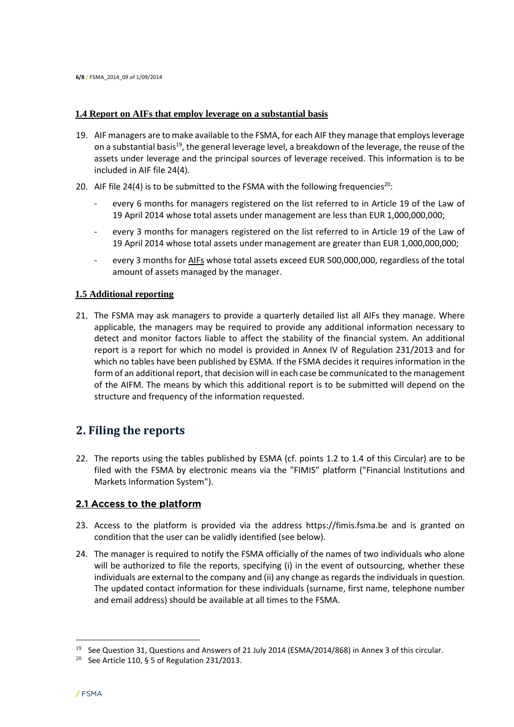### 1.4 Report on AIFs that employ leverage on a substantial basis

19. AIF managers are to make available to the FSMA, for each AIF they manage that employs leverage on a substantial basis[19], the general leverage level, a breakdown of the leverage, the reuse of the assets under leverage and the principal sources of leverage received. This information is to be included in AIF file 24(4).

20. AIF file 24(4) is to be submitted to the FSMA with the following frequencies[20]:

    - every 6 months for managers registered on the list referred to in Article 19 of the Law of 19 April 2014 whose total assets under management are less than EUR 1,000,000,000;
    - every 3 months for managers registered on the list referred to in Article 19 of the Law of 19 April 2014 whose total assets under management are greater than EUR 1,000,000,000;
    - every 3 months for <u>AIFs</u> whose total assets exceed EUR 500,000,000, regardless of the total amount of assets managed by the manager.

### 1.5 Additional reporting

21. The FSMA may ask managers to provide a quarterly detailed list all AIFs they manage. Where applicable, the managers may be required to provide any additional information necessary to detect and monitor factors liable to affect the stability of the financial system. An additional report is a report for which no model is provided in Annex IV of Regulation 231/2013 and for which no tables have been published by ESMA. If the FSMA decides it requires information in the form of an additional report, that decision will in each case be communicated to the management of the AIFM. The means by which this additional report is to be submitted will depend on the structure and frequency of the information requested.

## 2. Filing the reports

22. The reports using the tables published by ESMA (cf. points 1.2 to 1.4 of this Circular) are to be filed with the FSMA by electronic means via the "FIMIS" platform ("Financial Institutions and Markets Information System").

### 2.1 Access to the platform

23. Access to the platform is provided via the address https://fimis.fsma.be and is granted on condition that the user can be validly identified (see below).

24. The manager is required to notify the FSMA officially of the names of two individuals who alone will be authorized to file the reports, specifying (i) in the event of outsourcing, whether these individuals are external to the company and (ii) any change as regards the individuals in question. The updated contact information for these individuals (surname, first name, telephone number and email address) should be available at all times to the FSMA.

---

[19] See Question 31, Questions and Answers of 21 July 2014 (ESMA/2014/868) in Annex 3 of this circular.

[20] See Article 110, § 5 of Regulation 231/2013.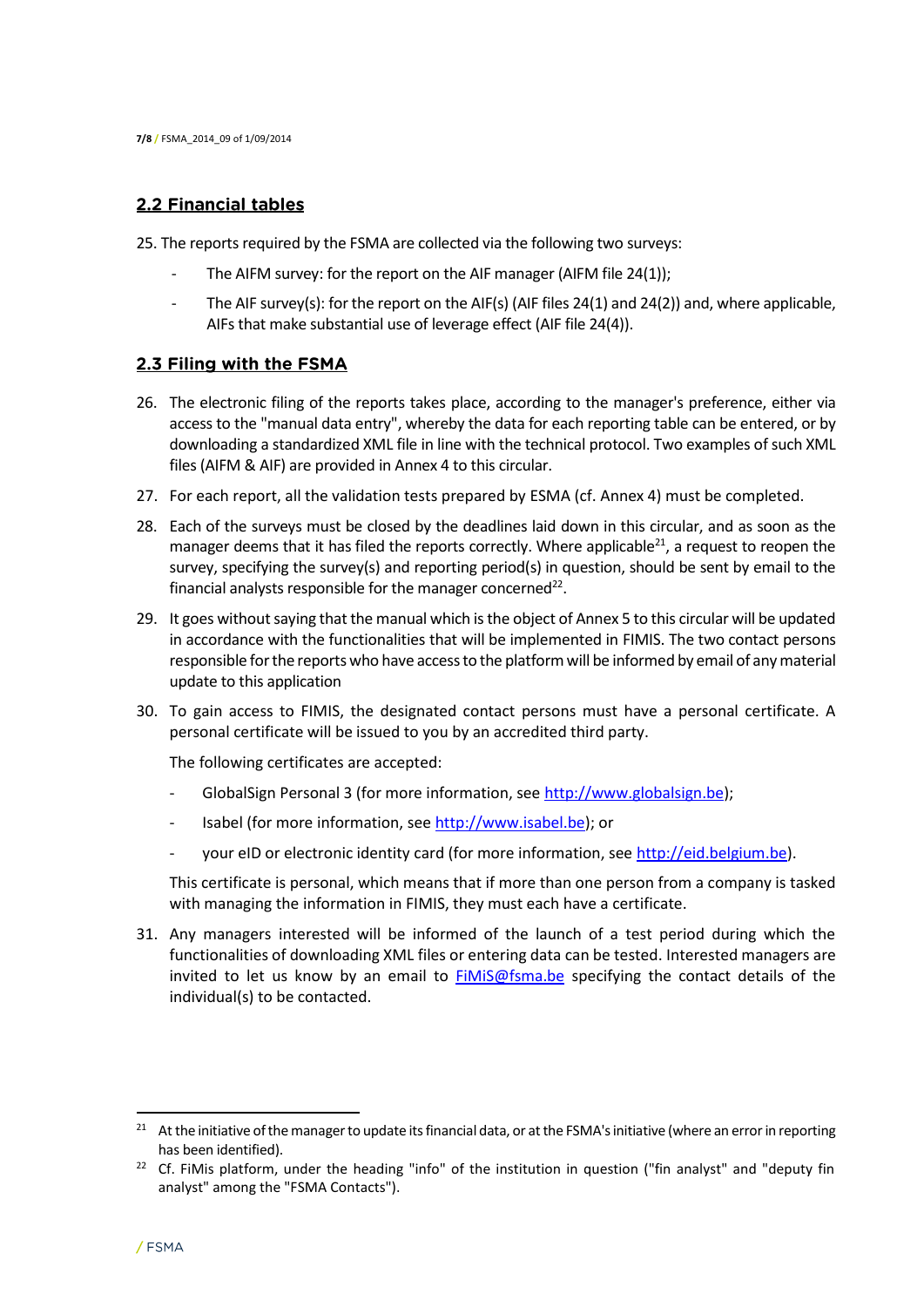## 2.2 Financial tables

25. The reports required by the FSMA are collected via the following two surveys:

    - The AIFM survey: for the report on the AIF manager (AIFM file 24(1));
    - The AIF survey(s): for the report on the AIF(s) (AIF files 24(1) and 24(2)) and, where applicable, AIFs that make substantial use of leverage effect (AIF file 24(4)).

## 2.3 Filing with the FSMA

26. The electronic filing of the reports takes place, according to the manager's preference, either via access to the "manual data entry", whereby the data for each reporting table can be entered, or by downloading a standardized XML file in line with the technical protocol. Two examples of such XML files (AIFM & AIF) are provided in Annex 4 to this circular.

27. For each report, all the validation tests prepared by ESMA (cf. Annex 4) must be completed.

28. Each of the surveys must be closed by the deadlines laid down in this circular, and as soon as the manager deems that it has filed the reports correctly. Where applicable[21], a request to reopen the survey, specifying the survey(s) and reporting period(s) in question, should be sent by email to the financial analysts responsible for the manager concerned[22].

29. It goes without saying that the manual which is the object of Annex 5 to this circular will be updated in accordance with the functionalities that will be implemented in FIMIS. The two contact persons responsible for the reports who have access to the platform will be informed by email of any material update to this application

30. To gain access to FIMIS, the designated contact persons must have a personal certificate. A personal certificate will be issued to you by an accredited third party.

    The following certificates are accepted:

    - GlobalSign Personal 3 (for more information, see http://www.globalsign.be);
    - Isabel (for more information, see http://www.isabel.be); or
    - your eID or electronic identity card (for more information, see http://eid.belgium.be).

    This certificate is personal, which means that if more than one person from a company is tasked with managing the information in FIMIS, they must each have a certificate.

31. Any managers interested will be informed of the launch of a test period during which the functionalities of downloading XML files or entering data can be tested. Interested managers are invited to let us know by an email to FiMiS@fsma.be specifying the contact details of the individual(s) to be contacted.

---

[21] At the initiative of the manager to update its financial data, or at the FSMA's initiative (where an error in reporting has been identified).

[22] Cf. FiMis platform, under the heading "info" of the institution in question ("fin analyst" and "deputy fin analyst" among the "FSMA Contacts").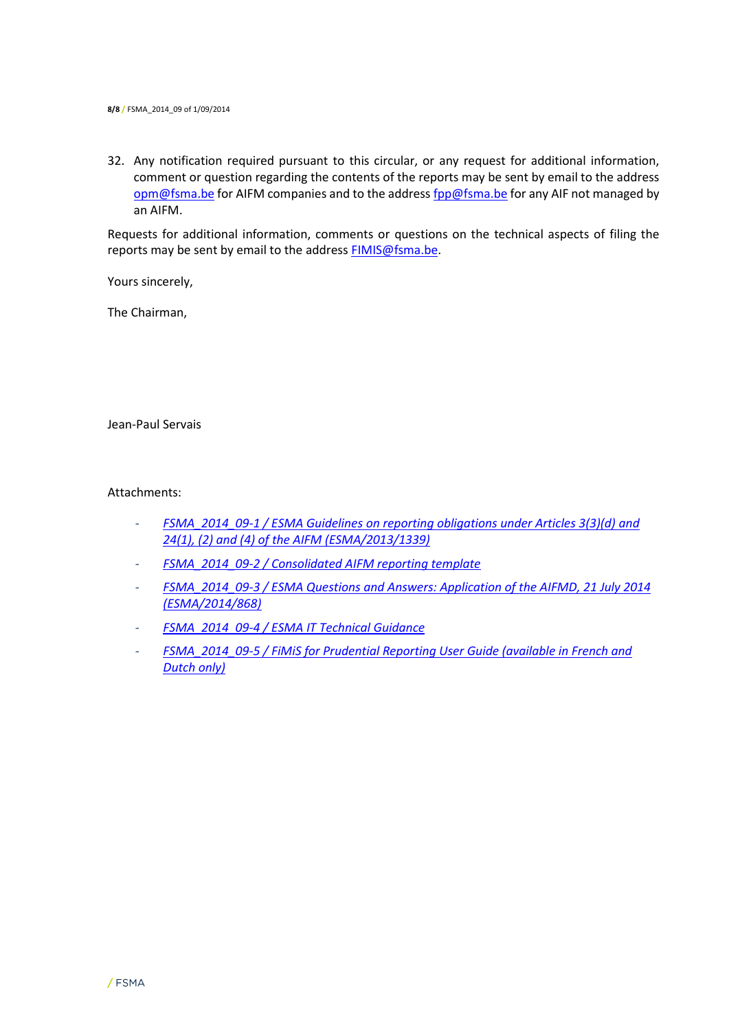32. Any notification required pursuant to this circular, or any request for additional information, comment or question regarding the contents of the reports may be sent by email to the address opm@fsma.be for AIFM companies and to the address fpp@fsma.be for any AIF not managed by an AIFM.

Requests for additional information, comments or questions on the technical aspects of filing the reports may be sent by email to the address FIMIS@fsma.be.

Yours sincerely,

The Chairman,

Jean-Paul Servais

Attachments:

- *FSMA_2014_09-1 / ESMA Guidelines on reporting obligations under Articles 3(3)(d) and 24(1), (2) and (4) of the AIFM (ESMA/2013/1339)*
- *FSMA_2014_09-2 / Consolidated AIFM reporting template*
- *FSMA_2014_09-3 / ESMA Questions and Answers: Application of the AIFMD, 21 July 2014 (ESMA/2014/868)*
- *FSMA_2014_09-4 / ESMA IT Technical Guidance*
- *FSMA_2014_09-5 / FiMiS for Prudential Reporting User Guide (available in French and Dutch only)*